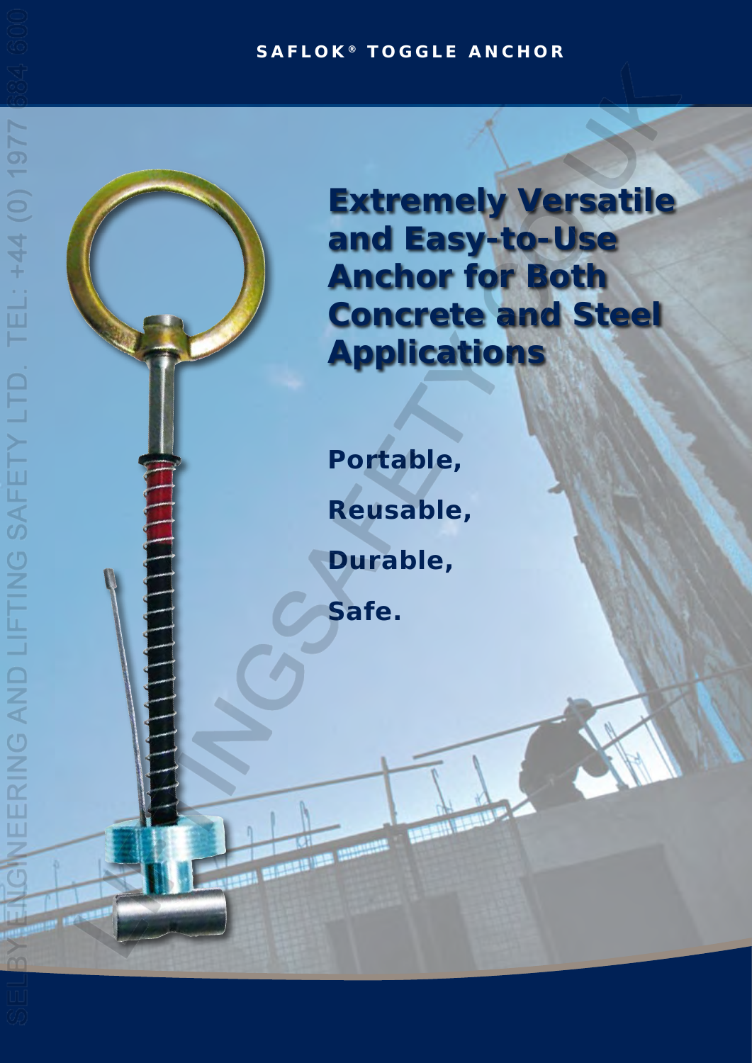SAFLOK® TOGGLE ANCHOR

# Extremely Versatile and Easy-to-Use Anchor for Both Concrete and Steel Applications

**Portable,**

**Reusable,**

**Durable,**

**Safe.**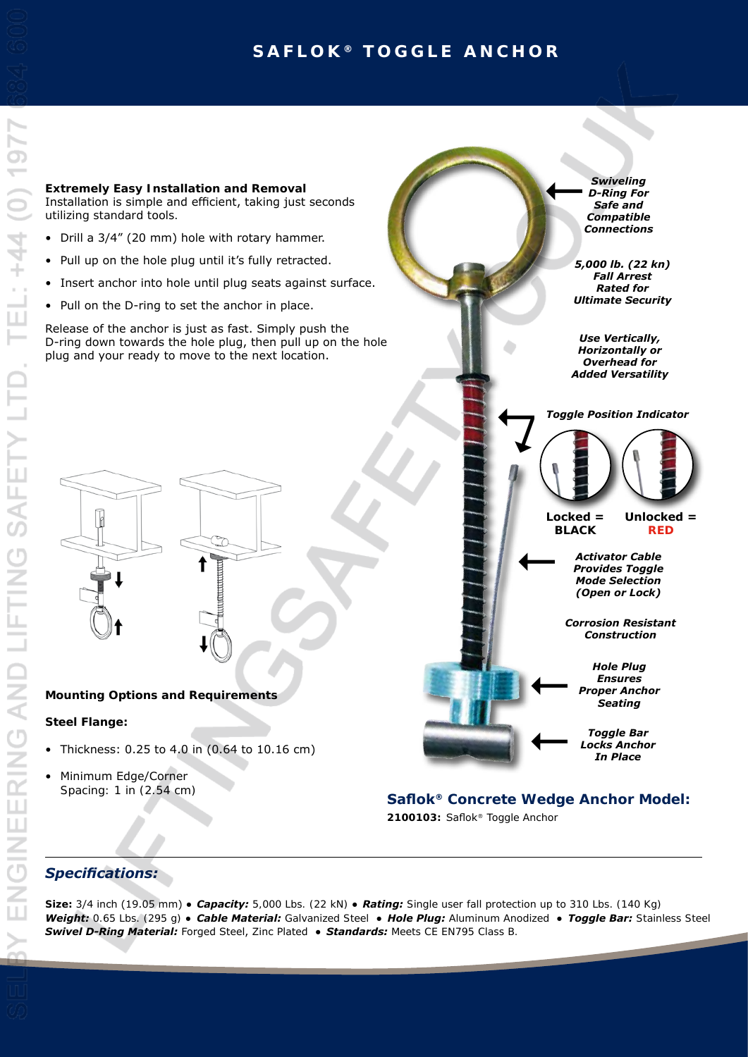# SAFLOK® TOGGLE ANCHOR

**Extremely Easy Installation and Removal**
Installation is simple and efficient, taking just seconds utilizing standard tools.

- Drill a 3/4” (20 mm) hole with rotary hammer.
- Pull up on the hole plug until it’s fully retracted.
- Insert anchor into hole until plug seats against surface.
- Pull on the D-ring to set the anchor in place.

Release of the anchor is just as fast. Simply push the D-ring down towards the hole plug, then pull up on the hole plug and your ready to move to the next location.

***Swiveling D-Ring For Safe and Compatible Connections***

***5,000 lb. (22 kn) Fall Arrest Rated for Ultimate Security***

***Use Vertically, Horizontally or Overhead for Added Versatility***

***Toggle Position Indicator***

**Locked = BLACK** **Unlocked = RED**

***Activator Cable Provides Toggle Mode Selection (Open or Lock)***

***Corrosion Resistant Construction***

***Hole Plug Ensures Proper Anchor Seating***

***Toggle Bar Locks Anchor In Place***

**Mounting Options and Requirements**

**Steel Flange:**

- Thickness: 0.25 to 4.0 in (0.64 to 10.16 cm)
- Minimum Edge/Corner Spacing: 1 in (2.54 cm)

## Saflok® Concrete Wedge Anchor Model:

**2100103:** Saflok® Toggle Anchor

## *Specifications:*

**Size:** 3/4 inch (19.05 mm) • ***Capacity:*** 5,000 Lbs. (22 kN) • ***Rating:*** Single user fall protection up to 310 Lbs. (140 Kg)
***Weight:*** 0.65 Lbs. (295 g) • ***Cable Material:*** Galvanized Steel • ***Hole Plug:*** Aluminum Anodized • ***Toggle Bar:*** Stainless Steel
***Swivel D-Ring Material:*** Forged Steel, Zinc Plated • ***Standards:*** Meets CE EN795 Class B.